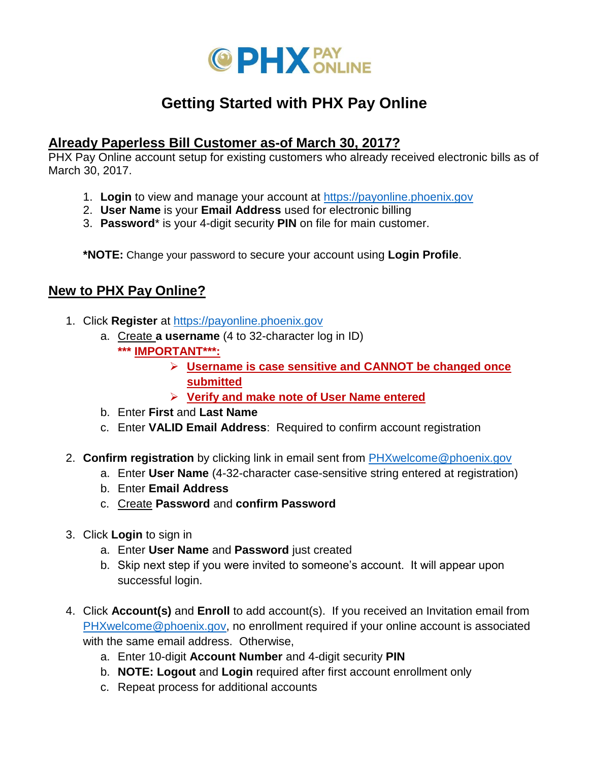**PHX PAY ONLINE**

# Getting Started with PHX Pay Online

## Already Paperless Bill Customer as-of March 30, 2017?

PHX Pay Online account setup for existing customers who already received electronic bills as of March 30, 2017.

1. **Login** to view and manage your account at https://payonline.phoenix.gov
2. **User Name** is your **Email Address** used for electronic billing
3. **Password*** is your 4-digit security **PIN** on file for main customer.

**\*NOTE:** Change your password to secure your account using **Login Profile**.

## New to PHX Pay Online?

1. Click **Register** at https://payonline.phoenix.gov
   a. Create **a username** (4 to 32-character log in ID)
      **\*\*\* IMPORTANT\*\*\*:**
      - **Username is case sensitive and CANNOT be changed once submitted**
      - **Verify and make note of User Name entered**

   b. Enter **First** and **Last Name**
   c. Enter **VALID Email Address**: Required to confirm account registration

2. **Confirm registration** by clicking link in email sent from PHXwelcome@phoenix.gov
   a. Enter **User Name** (4-32-character case-sensitive string entered at registration)
   b. Enter **Email Address**
   c. Create **Password** and **confirm Password**

3. Click **Login** to sign in
   a. Enter **User Name** and **Password** just created
   b. Skip next step if you were invited to someone's account. It will appear upon successful login.

4. Click **Account(s)** and **Enroll** to add account(s). If you received an Invitation email from PHXwelcome@phoenix.gov, no enrollment required if your online account is associated with the same email address. Otherwise,
   a. Enter 10-digit **Account Number** and 4-digit security **PIN**
   b. **NOTE: Logout** and **Login** required after first account enrollment only
   c. Repeat process for additional accounts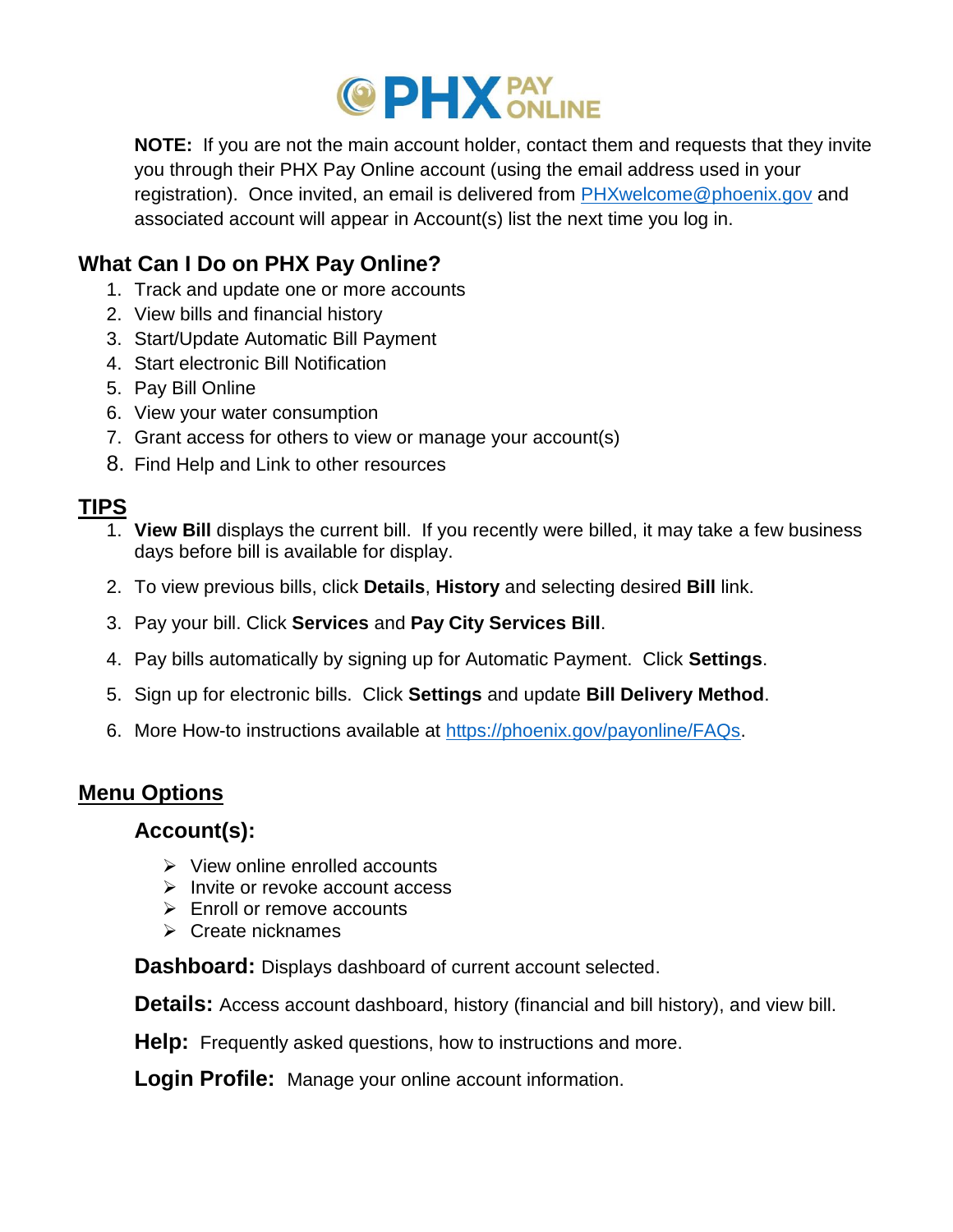# PHX PAY ONLINE

**NOTE:** If you are not the main account holder, contact them and requests that they invite you through their PHX Pay Online account (using the email address used in your registration). Once invited, an email is delivered from PHXwelcome@phoenix.gov and associated account will appear in Account(s) list the next time you log in.

## What Can I Do on PHX Pay Online?

1. Track and update one or more accounts
2. View bills and financial history
3. Start/Update Automatic Bill Payment
4. Start electronic Bill Notification
5. Pay Bill Online
6. View your water consumption
7. Grant access for others to view or manage your account(s)
8. Find Help and Link to other resources

## TIPS

1. **View Bill** displays the current bill. If you recently were billed, it may take a few business days before bill is available for display.
2. To view previous bills, click **Details**, **History** and selecting desired **Bill** link.
3. Pay your bill. Click **Services** and **Pay City Services Bill**.
4. Pay bills automatically by signing up for Automatic Payment. Click **Settings**.
5. Sign up for electronic bills. Click **Settings** and update **Bill Delivery Method**.
6. More How-to instructions available at https://phoenix.gov/payonline/FAQs.

## Menu Options

### Account(s):

- View online enrolled accounts
- Invite or revoke account access
- Enroll or remove accounts
- Create nicknames

**Dashboard:** Displays dashboard of current account selected.

**Details:** Access account dashboard, history (financial and bill history), and view bill.

**Help:** Frequently asked questions, how to instructions and more.

**Login Profile:** Manage your online account information.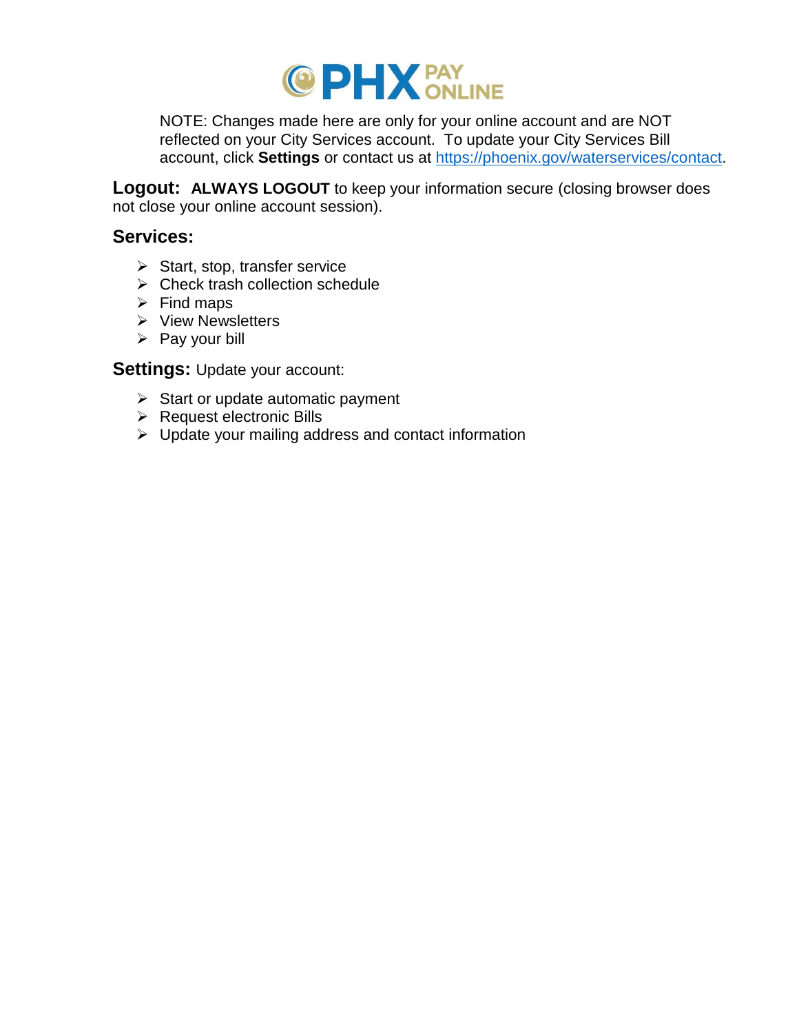PHX PAY ONLINE

NOTE: Changes made here are only for your online account and are NOT reflected on your City Services account. To update your City Services Bill account, click **Settings** or contact us at https://phoenix.gov/waterservices/contact.

**Logout:** **ALWAYS LOGOUT** to keep your information secure (closing browser does not close your online account session).

## Services:

- Start, stop, transfer service
- Check trash collection schedule
- Find maps
- View Newsletters
- Pay your bill

**Settings:** Update your account:

- Start or update automatic payment
- Request electronic Bills
- Update your mailing address and contact information